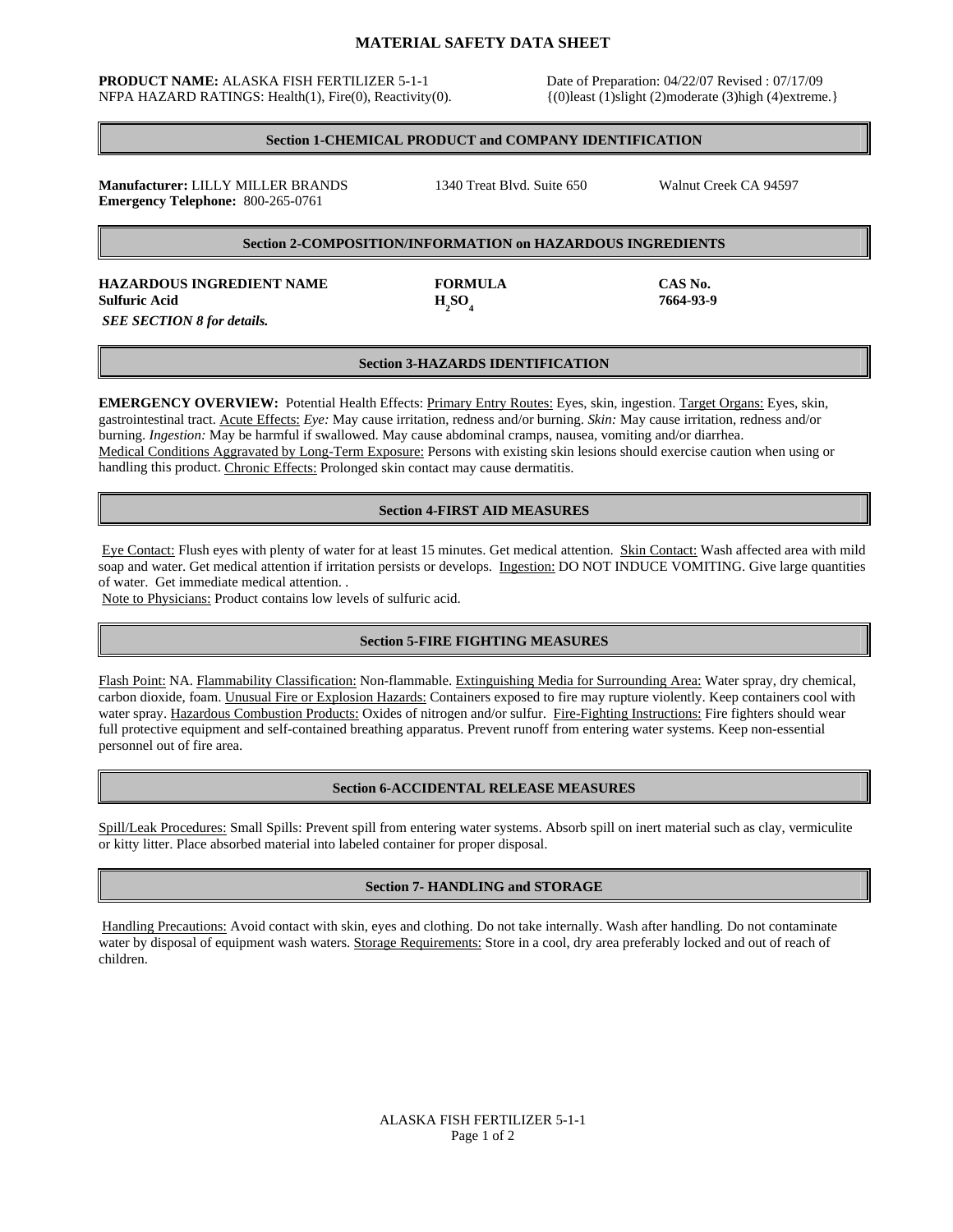# MATERIAL SAFETY DATA SHEET

**PRODUCT NAME:** ALASKA FISH FERTILIZER 5-1-1

NFPA HAZARD RATINGS: Health(1), Fire(0), Reactivity(0).

Date of Preparation: 04/22/07 Revised : 07/17/09

{(0)least (1)slight (2)moderate (3)high (4)extreme.}

## Section 1-CHEMICAL PRODUCT and COMPANY IDENTIFICATION

**Manufacturer:** LILLY MILLER BRANDS 1340 Treat Blvd. Suite 650 Walnut Creek CA 94597

**Emergency Telephone:** 800-265-0761

## Section 2-COMPOSITION/INFORMATION on HAZARDOUS INGREDIENTS

| HAZARDOUS INGREDIENT NAME | FORMULA | CAS No. |
|---|---|---|
| **Sulfuric Acid** | $H_2SO_4$ | **7664-93-9** |

***SEE SECTION 8 for details.***

## Section 3-HAZARDS IDENTIFICATION

**EMERGENCY OVERVIEW:** Potential Health Effects: Primary Entry Routes: Eyes, skin, ingestion. Target Organs: Eyes, skin, gastrointestinal tract. Acute Effects: *Eye:* May cause irritation, redness and/or burning. *Skin:* May cause irritation, redness and/or burning. *Ingestion:* May be harmful if swallowed. May cause abdominal cramps, nausea, vomiting and/or diarrhea. Medical Conditions Aggravated by Long-Term Exposure: Persons with existing skin lesions should exercise caution when using or handling this product. Chronic Effects: Prolonged skin contact may cause dermatitis.

## Section 4-FIRST AID MEASURES

Eye Contact: Flush eyes with plenty of water for at least 15 minutes. Get medical attention. Skin Contact: Wash affected area with mild soap and water. Get medical attention if irritation persists or develops. Ingestion: DO NOT INDUCE VOMITING. Give large quantities of water. Get immediate medical attention. .

Note to Physicians: Product contains low levels of sulfuric acid.

## Section 5-FIRE FIGHTING MEASURES

Flash Point: NA. Flammability Classification: Non-flammable. Extinguishing Media for Surrounding Area: Water spray, dry chemical, carbon dioxide, foam. Unusual Fire or Explosion Hazards: Containers exposed to fire may rupture violently. Keep containers cool with water spray. Hazardous Combustion Products: Oxides of nitrogen and/or sulfur. Fire-Fighting Instructions: Fire fighters should wear full protective equipment and self-contained breathing apparatus. Prevent runoff from entering water systems. Keep non-essential personnel out of fire area.

## Section 6-ACCIDENTAL RELEASE MEASURES

Spill/Leak Procedures: Small Spills: Prevent spill from entering water systems. Absorb spill on inert material such as clay, vermiculite or kitty litter. Place absorbed material into labeled container for proper disposal.

## Section 7- HANDLING and STORAGE

Handling Precautions: Avoid contact with skin, eyes and clothing. Do not take internally. Wash after handling. Do not contaminate water by disposal of equipment wash waters. Storage Requirements: Store in a cool, dry area preferably locked and out of reach of children.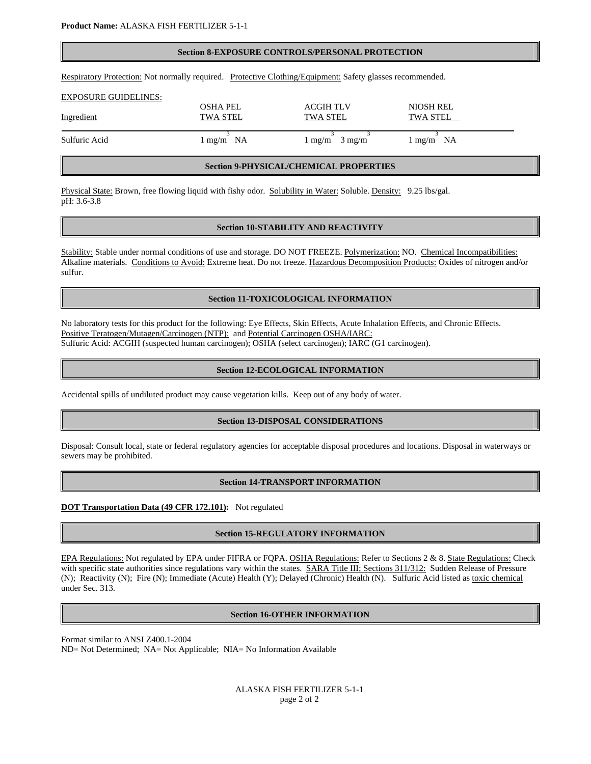**Product Name:** ALASKA FISH FERTILIZER 5-1-1

## Section 8-EXPOSURE CONTROLS/PERSONAL PROTECTION

Respiratory Protection: Not normally required. Protective Clothing/Equipment: Safety glasses recommended.

EXPOSURE GUIDELINES:

| Ingredient | OSHA PEL TWA | OSHA PEL STEL | ACGIH TLV TWA | ACGIH TLV STEL | NIOSH REL TWA | NIOSH REL STEL |
|---|---|---|---|---|---|---|
| Sulfuric Acid | 1 $mg/m^3$ | NA | 1 $mg/m^3$ | 3 $mg/m^3$ | 1 $mg/m^3$ | NA |

## Section 9-PHYSICAL/CHEMICAL PROPERTIES

Physical State: Brown, free flowing liquid with fishy odor. Solubility in Water: Soluble. Density: 9.25 lbs/gal.
pH: 3.6-3.8

## Section 10-STABILITY AND REACTIVITY

Stability: Stable under normal conditions of use and storage. DO NOT FREEZE. Polymerization: NO. Chemical Incompatibilities: Alkaline materials. Conditions to Avoid: Extreme heat. Do not freeze. Hazardous Decomposition Products: Oxides of nitrogen and/or sulfur.

## Section 11-TOXICOLOGICAL INFORMATION

No laboratory tests for this product for the following: Eye Effects, Skin Effects, Acute Inhalation Effects, and Chronic Effects.
Positive Teratogen/Mutagen/Carcinogen (NTP): and Potential Carcinogen OSHA/IARC:
Sulfuric Acid: ACGIH (suspected human carcinogen); OSHA (select carcinogen); IARC (G1 carcinogen).

## Section 12-ECOLOGICAL INFORMATION

Accidental spills of undiluted product may cause vegetation kills. Keep out of any body of water.

## Section 13-DISPOSAL CONSIDERATIONS

Disposal: Consult local, state or federal regulatory agencies for acceptable disposal procedures and locations. Disposal in waterways or sewers may be prohibited.

## Section 14-TRANSPORT INFORMATION

**DOT Transportation Data (49 CFR 172.101):** Not regulated

## Section 15-REGULATORY INFORMATION

EPA Regulations: Not regulated by EPA under FIFRA or FQPA. OSHA Regulations: Refer to Sections 2 & 8. State Regulations: Check with specific state authorities since regulations vary within the states. SARA Title III; Sections 311/312: Sudden Release of Pressure (N); Reactivity (N); Fire (N); Immediate (Acute) Health (Y); Delayed (Chronic) Health (N). Sulfuric Acid listed as toxic chemical under Sec. 313.

## Section 16-OTHER INFORMATION

Format similar to ANSI Z400.1-2004
ND= Not Determined; NA= Not Applicable; NIA= No Information Available